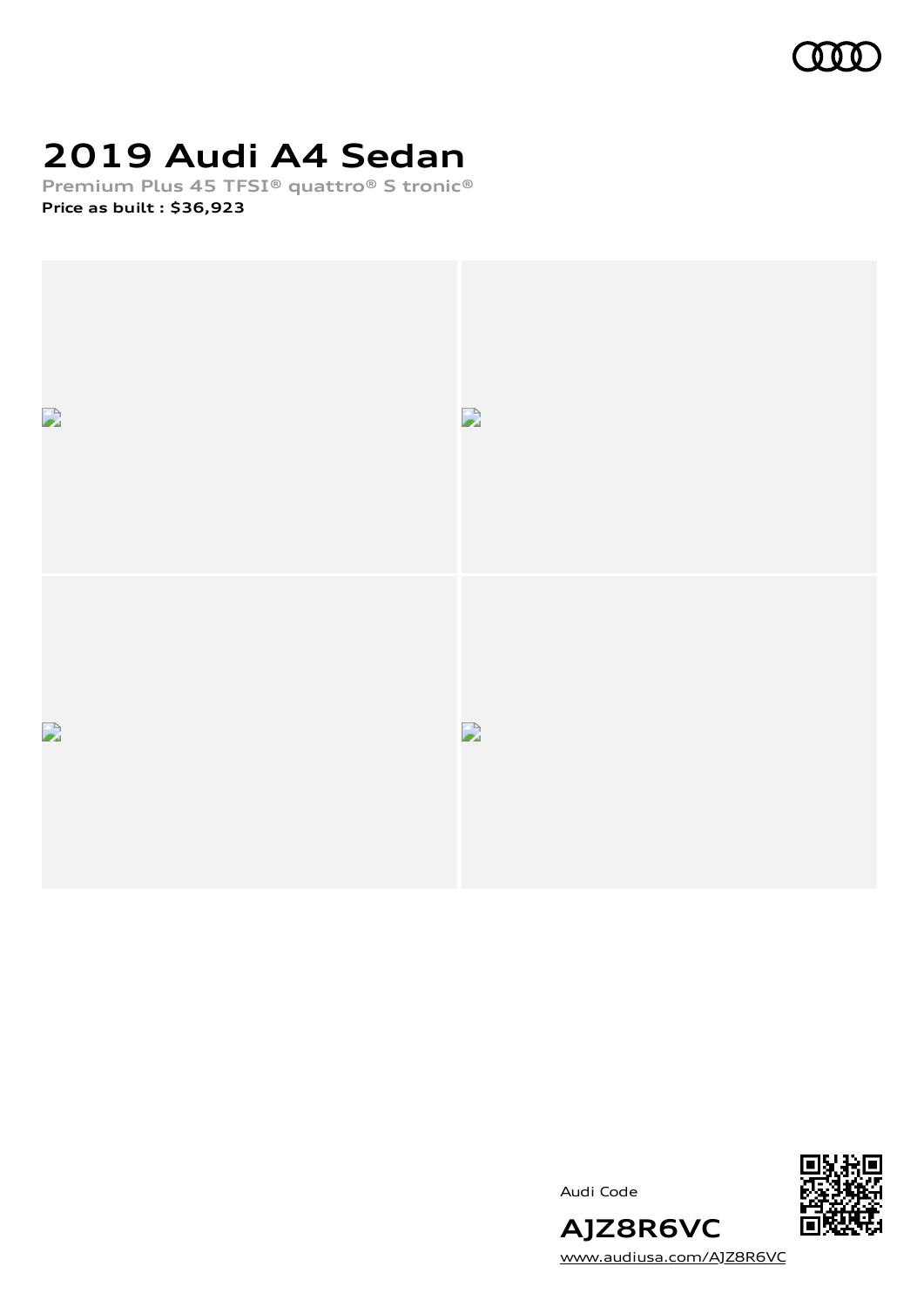# 2019 Audi A4 Sedan

**Premium Plus 45 TFSI® quattro® S tronic®**

**Price as built : $36,923**

Audi Code

**AJZ8R6VC**

www.audiusa.com/AJZ8R6VC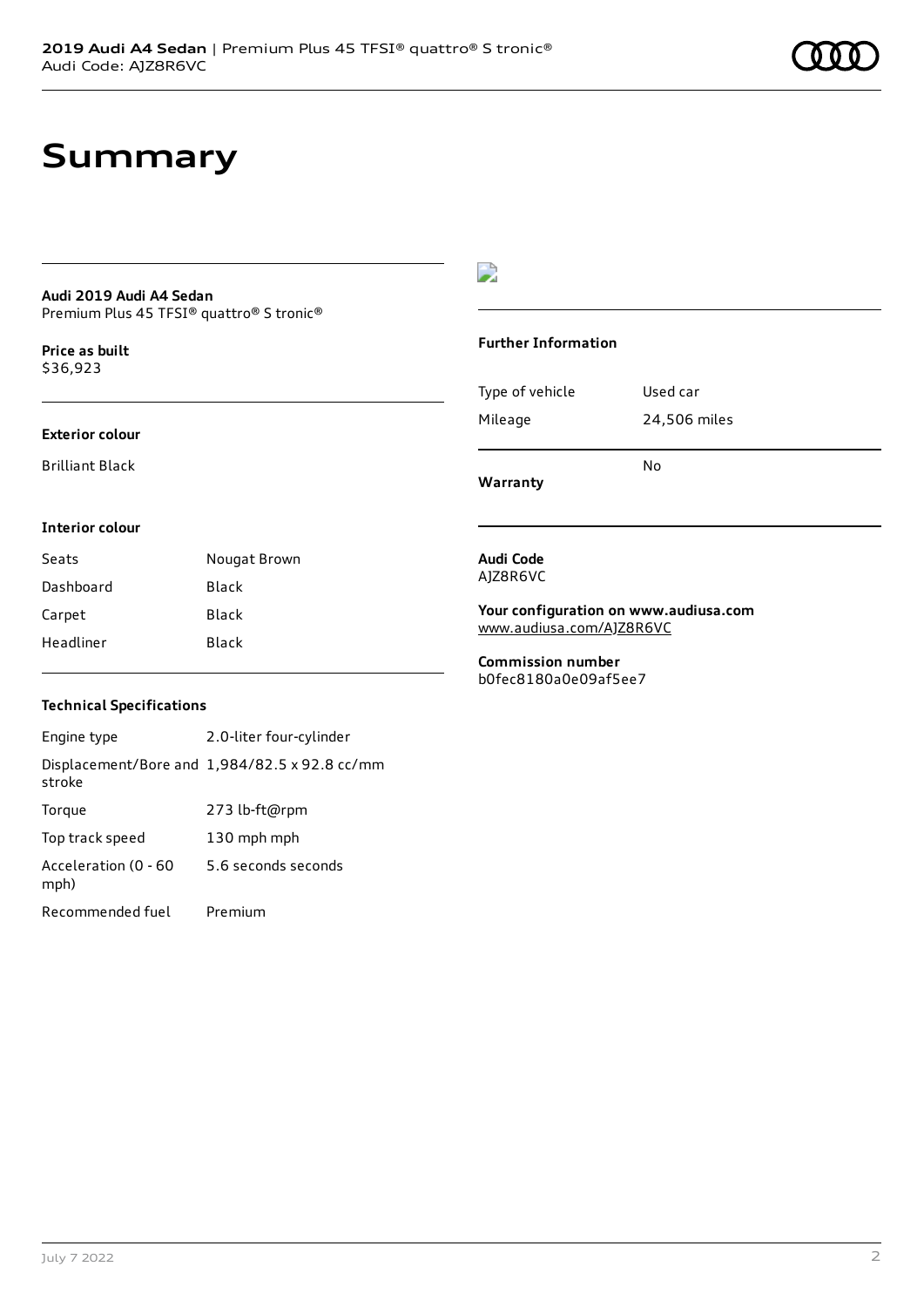# Summary

**Audi 2019 Audi A4 Sedan**
Premium Plus 45 TFSI® quattro® S tronic®

**Price as built**
$36,923

**Exterior colour**

Brilliant Black

**Interior colour**

| Seats | Nougat Brown |
| --- | --- |
| Dashboard | Black |
| Carpet | Black |
| Headliner | Black |

**Technical Specifications**

| Engine type | 2.0-liter four-cylinder |
| --- | --- |
| Displacement/Bore and stroke | 1,984/82.5 x 92.8 cc/mm |
| Torque | 273 lb-ft@rpm |
| Top track speed | 130 mph mph |
| Acceleration (0 - 60 mph) | 5.6 seconds seconds |
| Recommended fuel | Premium |

**Further Information**

| Type of vehicle | Used car |
| --- | --- |
| Mileage | 24,506 miles |
| **Warranty** | No |

**Audi Code**
AJZ8R6VC

**Your configuration on www.audiusa.com**
www.audiusa.com/AJZ8R6VC

**Commission number**
b0fec8180a0e09af5ee7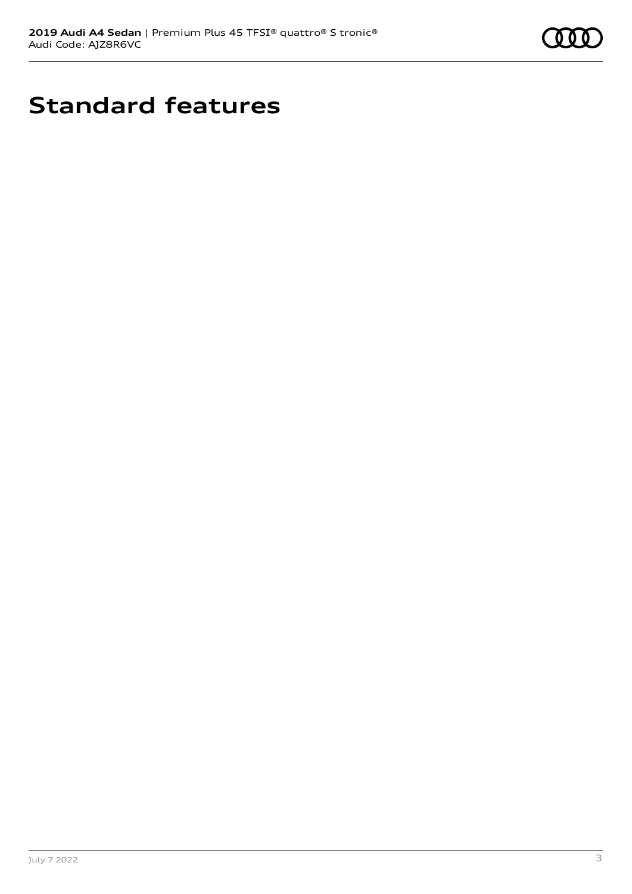# Standard features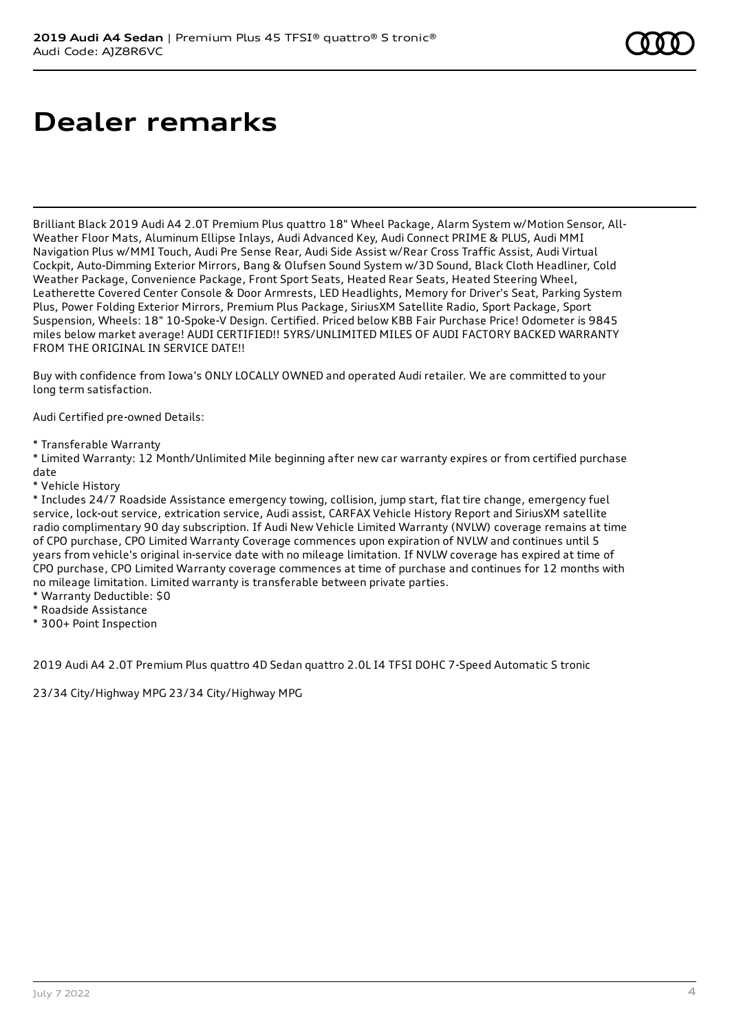# Dealer remarks

Brilliant Black 2019 Audi A4 2.0T Premium Plus quattro 18" Wheel Package, Alarm System w/Motion Sensor, All-Weather Floor Mats, Aluminum Ellipse Inlays, Audi Advanced Key, Audi Connect PRIME & PLUS, Audi MMI Navigation Plus w/MMI Touch, Audi Pre Sense Rear, Audi Side Assist w/Rear Cross Traffic Assist, Audi Virtual Cockpit, Auto-Dimming Exterior Mirrors, Bang & Olufsen Sound System w/3D Sound, Black Cloth Headliner, Cold Weather Package, Convenience Package, Front Sport Seats, Heated Rear Seats, Heated Steering Wheel, Leatherette Covered Center Console & Door Armrests, LED Headlights, Memory for Driver's Seat, Parking System Plus, Power Folding Exterior Mirrors, Premium Plus Package, SiriusXM Satellite Radio, Sport Package, Sport Suspension, Wheels: 18" 10-Spoke-V Design. Certified. Priced below KBB Fair Purchase Price! Odometer is 9845 miles below market average! AUDI CERTIFIED!! 5YRS/UNLIMITED MILES OF AUDI FACTORY BACKED WARRANTY FROM THE ORIGINAL IN SERVICE DATE!!

Buy with confidence from Iowa's ONLY LOCALLY OWNED and operated Audi retailer. We are committed to your long term satisfaction.

Audi Certified pre-owned Details:

* Transferable Warranty
* Limited Warranty: 12 Month/Unlimited Mile beginning after new car warranty expires or from certified purchase date
* Vehicle History
* Includes 24/7 Roadside Assistance emergency towing, collision, jump start, flat tire change, emergency fuel service, lock-out service, extrication service, Audi assist, CARFAX Vehicle History Report and SiriusXM satellite radio complimentary 90 day subscription. If Audi New Vehicle Limited Warranty (NVLW) coverage remains at time of CPO purchase, CPO Limited Warranty Coverage commences upon expiration of NVLW and continues until 5 years from vehicle's original in-service date with no mileage limitation. If NVLW coverage has expired at time of CPO purchase, CPO Limited Warranty coverage commences at time of purchase and continues for 12 months with no mileage limitation. Limited warranty is transferable between private parties.
* Warranty Deductible: $0
* Roadside Assistance
* 300+ Point Inspection

2019 Audi A4 2.0T Premium Plus quattro 4D Sedan quattro 2.0L I4 TFSI DOHC 7-Speed Automatic S tronic

23/34 City/Highway MPG 23/34 City/Highway MPG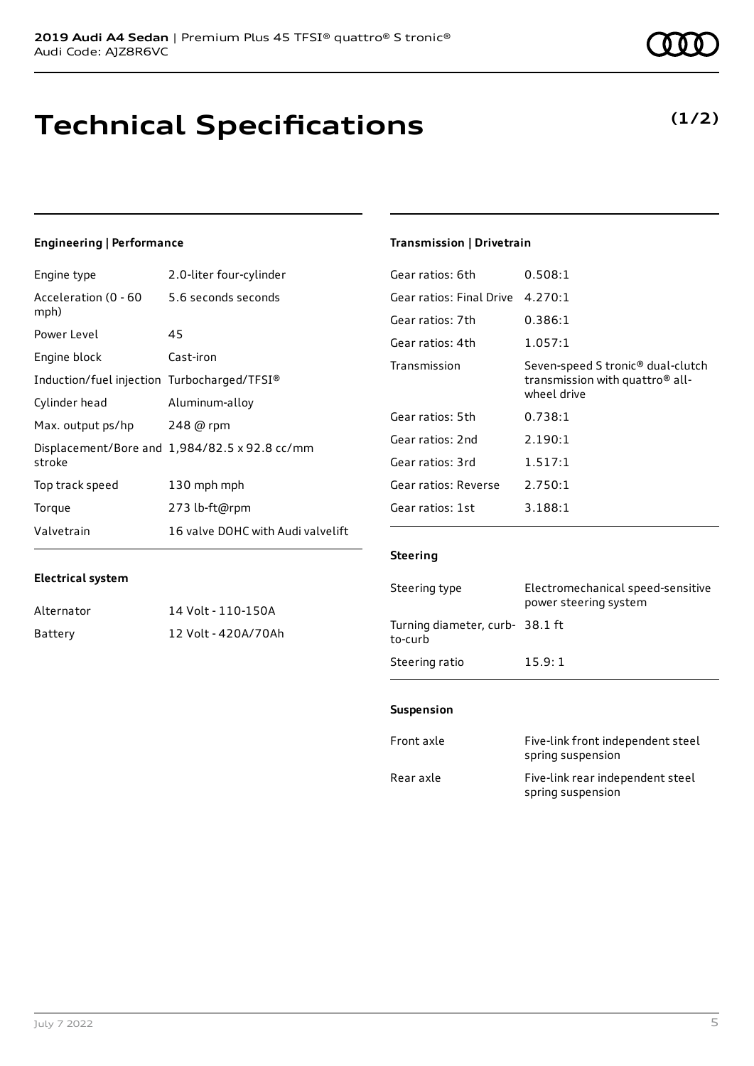# Technical Specifications

**(1/2)**

## Engineering | Performance

| | |
|---|---|
| Engine type | 2.0-liter four-cylinder |
| Acceleration (0 - 60 mph) | 5.6 seconds seconds |
| Power Level | 45 |
| Engine block | Cast-iron |
| Induction/fuel injection | Turbocharged/TFSI® |
| Cylinder head | Aluminum-alloy |
| Max. output ps/hp | 248 @ rpm |
| Displacement/Bore and stroke | 1,984/82.5 x 92.8 cc/mm |
| Top track speed | 130 mph mph |
| Torque | 273 lb-ft@rpm |
| Valvetrain | 16 valve DOHC with Audi valvelift |

## Electrical system

| | |
|---|---|
| Alternator | 14 Volt - 110-150A |
| Battery | 12 Volt - 420A/70Ah |

## Transmission | Drivetrain

| | |
|---|---|
| Gear ratios: 6th | 0.508:1 |
| Gear ratios: Final Drive | 4.270:1 |
| Gear ratios: 7th | 0.386:1 |
| Gear ratios: 4th | 1.057:1 |
| Transmission | Seven-speed S tronic® dual-clutch transmission with quattro® all-wheel drive |
| Gear ratios: 5th | 0.738:1 |
| Gear ratios: 2nd | 2.190:1 |
| Gear ratios: 3rd | 1.517:1 |
| Gear ratios: Reverse | 2.750:1 |
| Gear ratios: 1st | 3.188:1 |

## Steering

| | |
|---|---|
| Steering type | Electromechanical speed-sensitive power steering system |
| Turning diameter, curb-to-curb | 38.1 ft |
| Steering ratio | 15.9: 1 |

## Suspension

| | |
|---|---|
| Front axle | Five-link front independent steel spring suspension |
| Rear axle | Five-link rear independent steel spring suspension |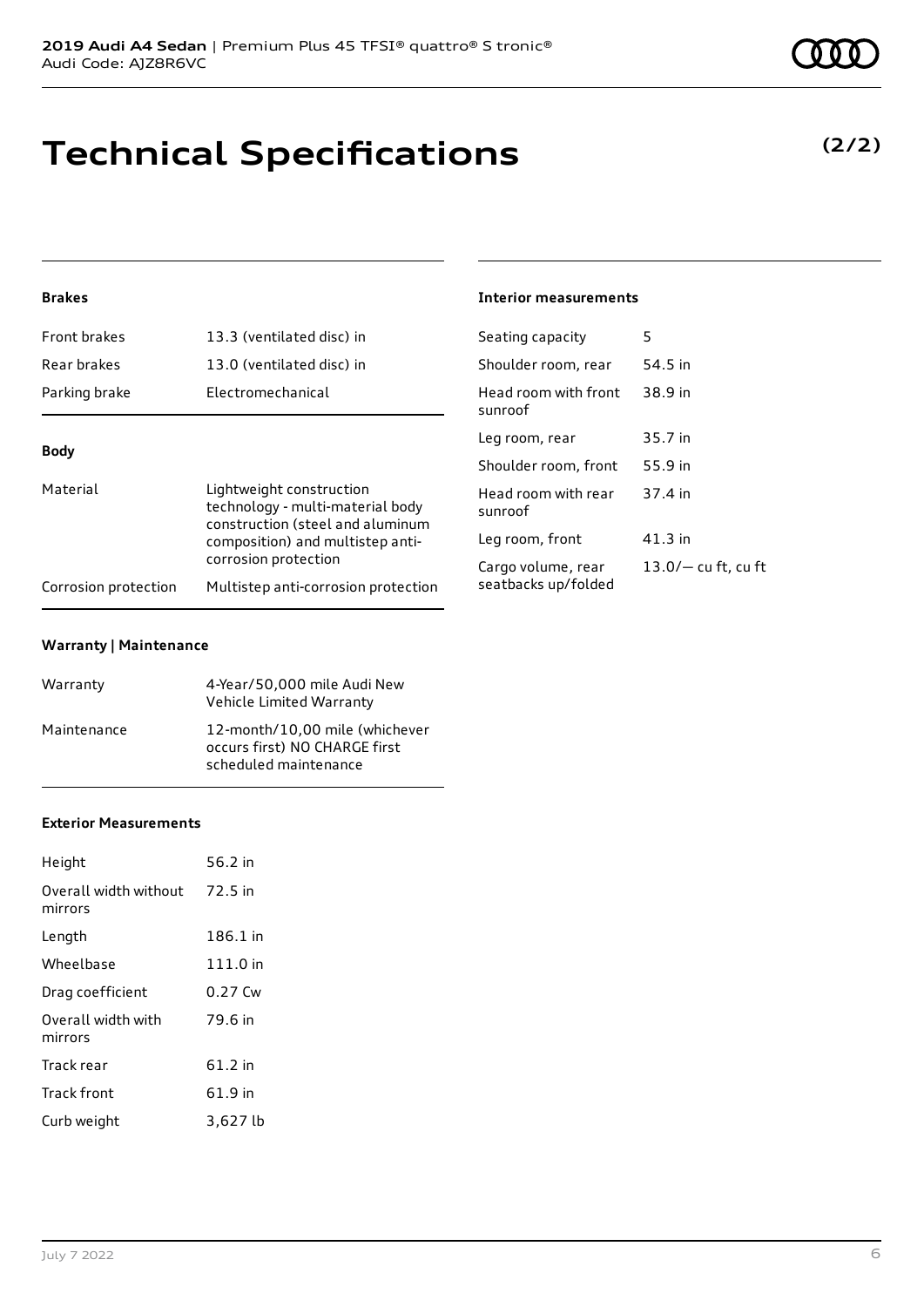# Technical Specifications

**(2/2)**

### Brakes

| | |
|---|---|
| Front brakes | 13.3 (ventilated disc) in |
| Rear brakes | 13.0 (ventilated disc) in |
| Parking brake | Electromechanical |

### Body

| | |
|---|---|
| Material | Lightweight construction technology - multi-material body construction (steel and aluminum composition) and multistep anti-corrosion protection |
| Corrosion protection | Multistep anti-corrosion protection |

### Warranty | Maintenance

| | |
|---|---|
| Warranty | 4-Year/50,000 mile Audi New Vehicle Limited Warranty |
| Maintenance | 12-month/10,00 mile (whichever occurs first) NO CHARGE first scheduled maintenance |

### Exterior Measurements

| | |
|---|---|
| Height | 56.2 in |
| Overall width without mirrors | 72.5 in |
| Length | 186.1 in |
| Wheelbase | 111.0 in |
| Drag coefficient | 0.27 Cw |
| Overall width with mirrors | 79.6 in |
| Track rear | 61.2 in |
| Track front | 61.9 in |
| Curb weight | 3,627 lb |

### Interior measurements

| | |
|---|---|
| Seating capacity | 5 |
| Shoulder room, rear | 54.5 in |
| Head room with front sunroof | 38.9 in |
| Leg room, rear | 35.7 in |
| Shoulder room, front | 55.9 in |
| Head room with rear sunroof | 37.4 in |
| Leg room, front | 41.3 in |
| Cargo volume, rear seatbacks up/folded | 13.0/— cu ft, cu ft |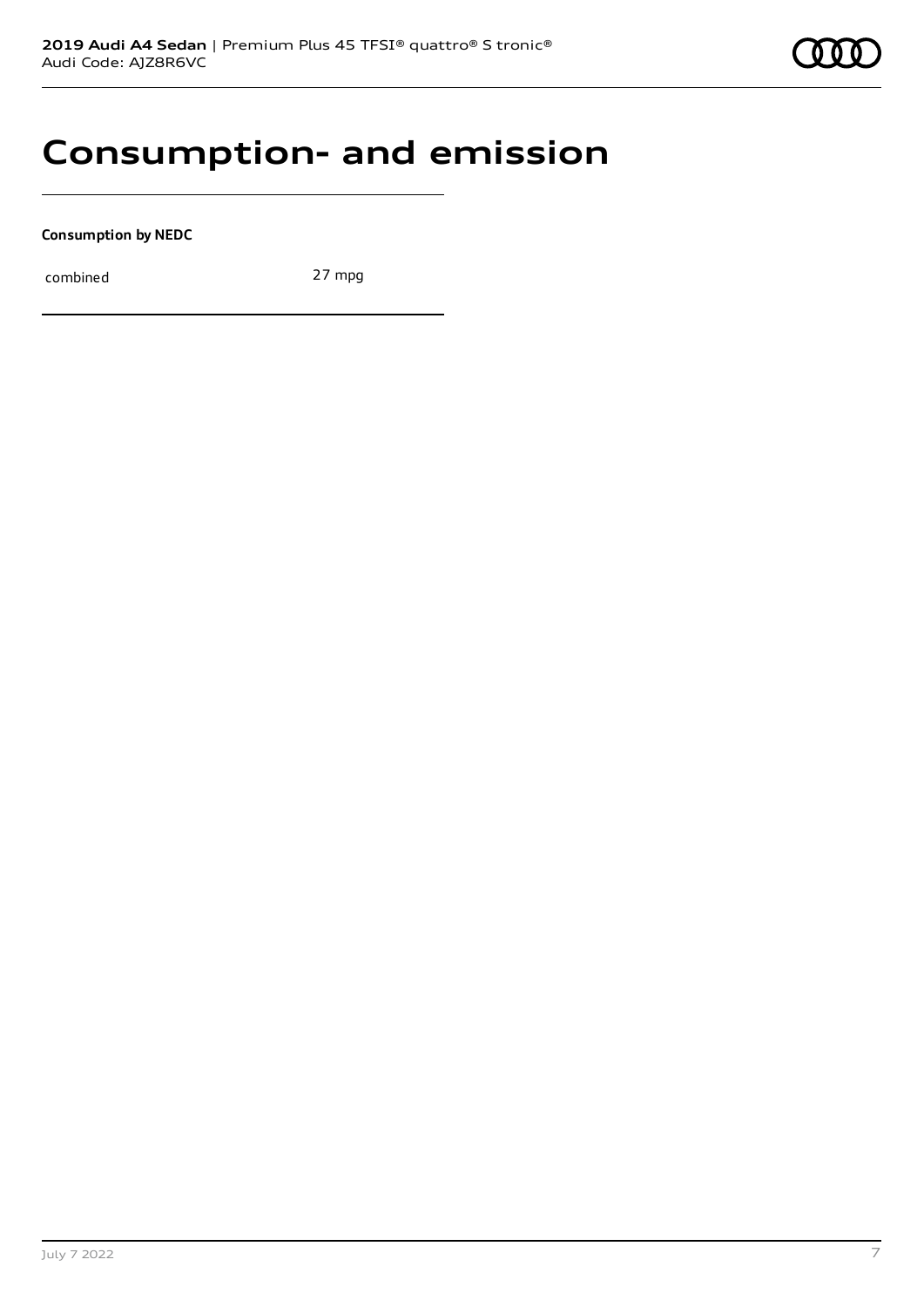# Consumption- and emission

**Consumption by NEDC**

| combined | 27 mpg |
|---|---|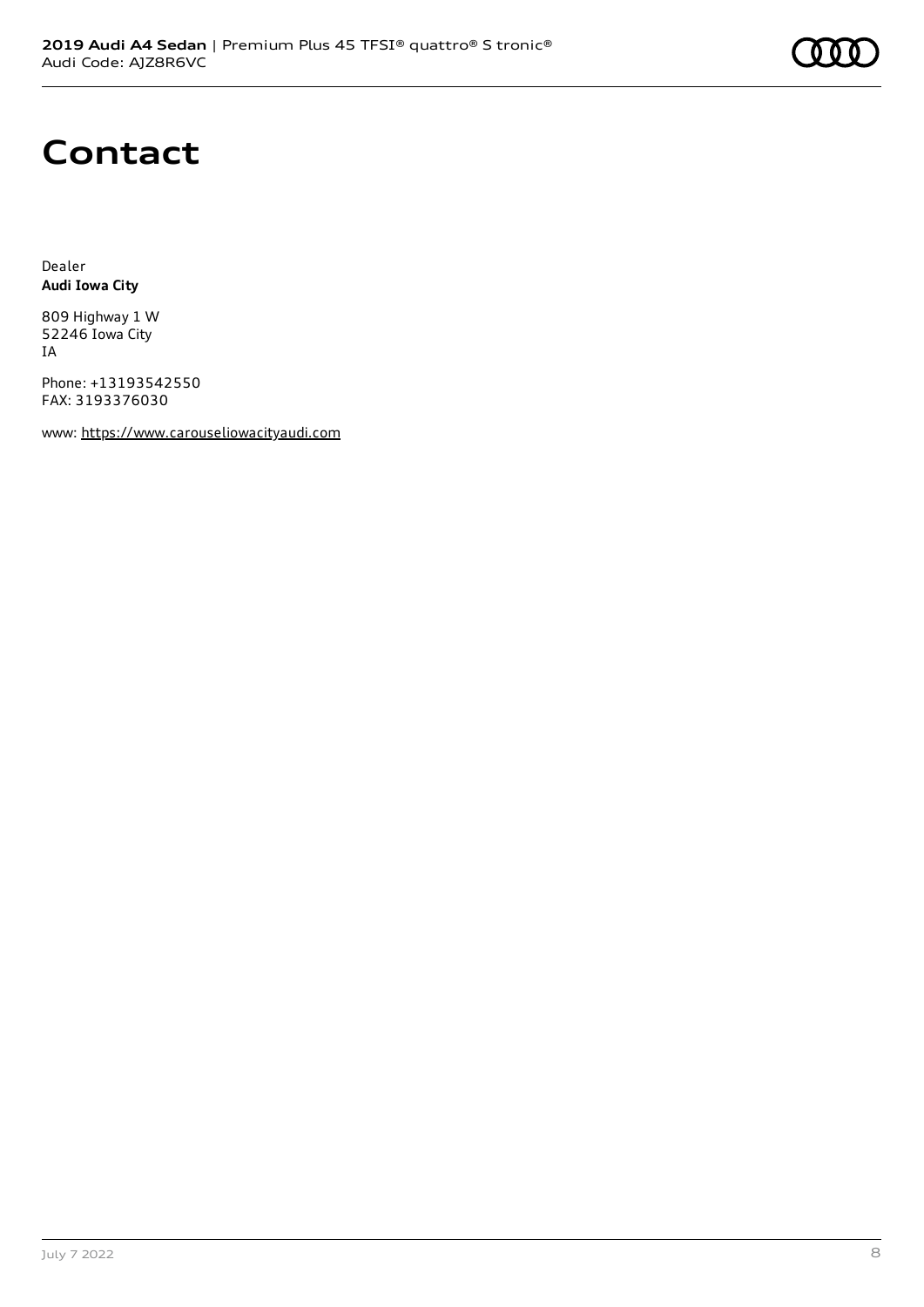# Contact

Dealer
**Audi Iowa City**

809 Highway 1 W
52246 Iowa City
IA

Phone: +13193542550
FAX: 3193376030

www: https://www.carouseliowacityaudi.com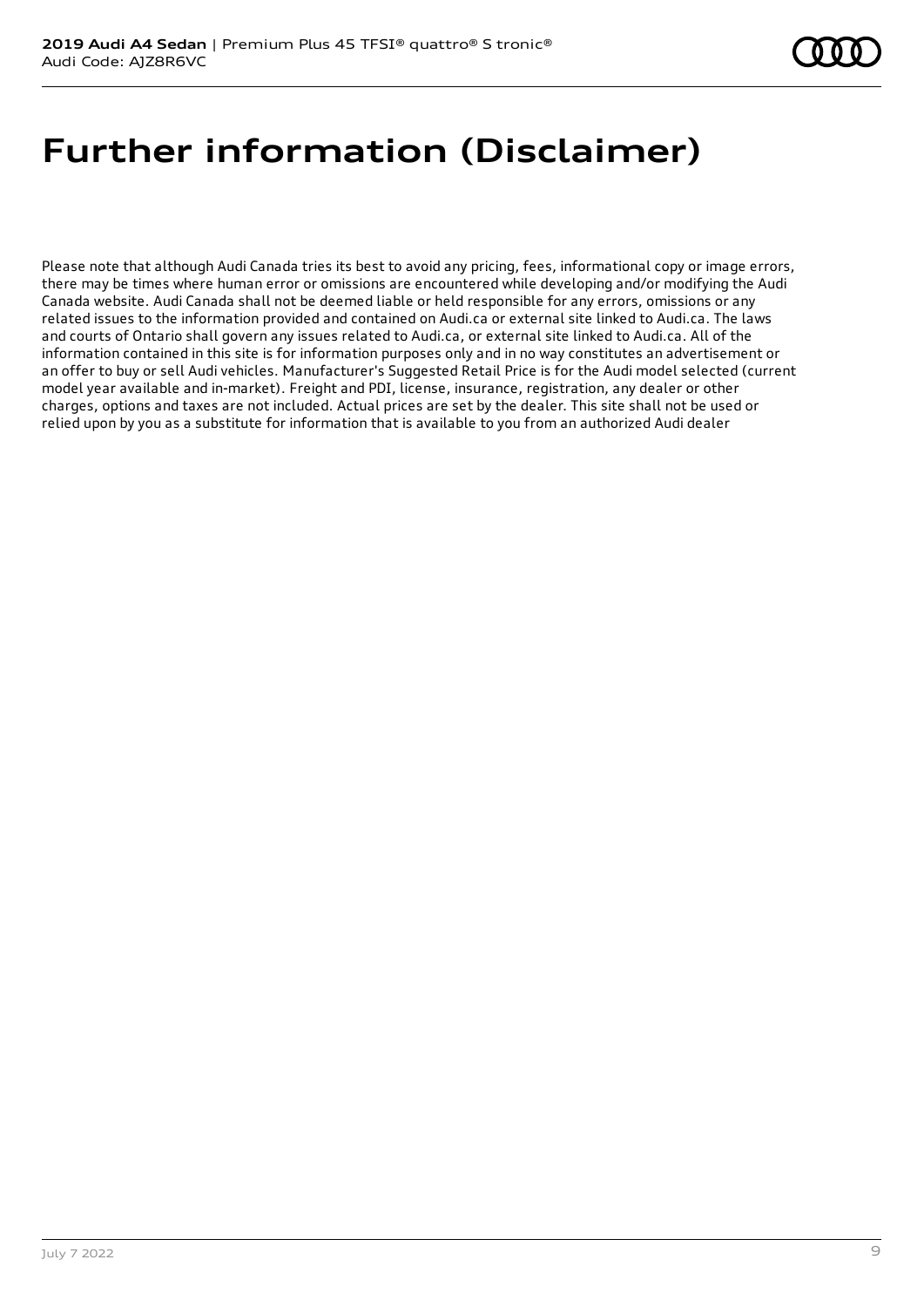# Further information (Disclaimer)

Please note that although Audi Canada tries its best to avoid any pricing, fees, informational copy or image errors, there may be times where human error or omissions are encountered while developing and/or modifying the Audi Canada website. Audi Canada shall not be deemed liable or held responsible for any errors, omissions or any related issues to the information provided and contained on Audi.ca or external site linked to Audi.ca. The laws and courts of Ontario shall govern any issues related to Audi.ca, or external site linked to Audi.ca. All of the information contained in this site is for information purposes only and in no way constitutes an advertisement or an offer to buy or sell Audi vehicles. Manufacturer's Suggested Retail Price is for the Audi model selected (current model year available and in-market). Freight and PDI, license, insurance, registration, any dealer or other charges, options and taxes are not included. Actual prices are set by the dealer. This site shall not be used or relied upon by you as a substitute for information that is available to you from an authorized Audi dealer